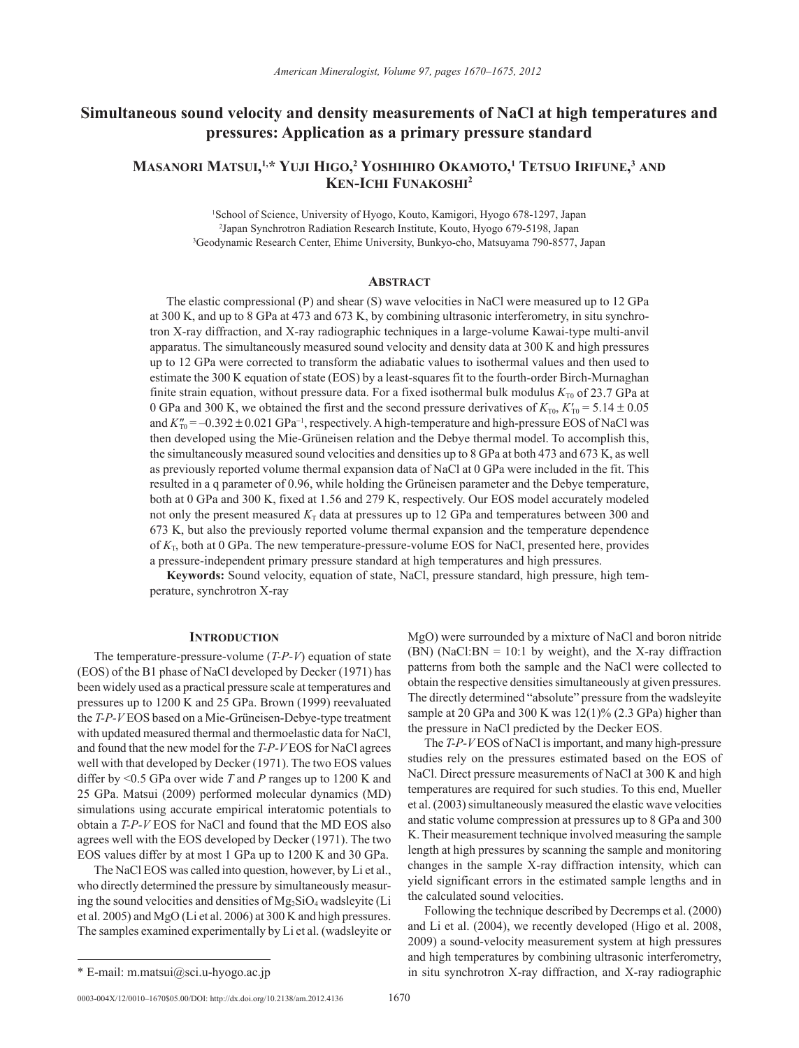# Simultaneous sound velocity and density measurements of NaCl at high temperatures and pressures: Application as a primary pressure standard

**Masanori Matsui,[1,*] Yuji Higo,[2] Yoshihiro Okamoto,[1] Tetsuo Irifune,[3] and Ken-Ichi Funakoshi[2]**

[1]School of Science, University of Hyogo, Kouto, Kamigori, Hyogo 678-1297, Japan
[2]Japan Synchrotron Radiation Research Institute, Kouto, Hyogo 679-5198, Japan
[3]Geodynamic Research Center, Ehime University, Bunkyo-cho, Matsuyama 790-8577, Japan

## Abstract

The elastic compressional (P) and shear (S) wave velocities in NaCl were measured up to 12 GPa at 300 K, and up to 8 GPa at 473 and 673 K, by combining ultrasonic interferometry, in situ synchrotron X-ray diffraction, and X-ray radiographic techniques in a large-volume Kawai-type multi-anvil apparatus. The simultaneously measured sound velocity and density data at 300 K and high pressures up to 12 GPa were corrected to transform the adiabatic values to isothermal values and then used to estimate the 300 K equation of state (EOS) by a least-squares fit to the fourth-order Birch-Murnaghan finite strain equation, without pressure data. For a fixed isothermal bulk modulus $K_{T0}$ of 23.7 GPa at 0 GPa and 300 K, we obtained the first and the second pressure derivatives of $K_{T0}$, $K'_{T0} = 5.14 \pm 0.05$ and $K''_{T0} = -0.392 \pm 0.021$ GPa$^{-1}$, respectively. A high-temperature and high-pressure EOS of NaCl was then developed using the Mie-Grüneisen relation and the Debye thermal model. To accomplish this, the simultaneously measured sound velocities and densities up to 8 GPa at both 473 and 673 K, as well as previously reported volume thermal expansion data of NaCl at 0 GPa were included in the fit. This resulted in a q parameter of 0.96, while holding the Grüneisen parameter and the Debye temperature, both at 0 GPa and 300 K, fixed at 1.56 and 279 K, respectively. Our EOS model accurately modeled not only the present measured $K_T$ data at pressures up to 12 GPa and temperatures between 300 and 673 K, but also the previously reported volume thermal expansion and the temperature dependence of $K_T$, both at 0 GPa. The new temperature-pressure-volume EOS for NaCl, presented here, provides a pressure-independent primary pressure standard at high temperatures and high pressures.

**Keywords:** Sound velocity, equation of state, NaCl, pressure standard, high pressure, high temperature, synchrotron X-ray

## Introduction

The temperature-pressure-volume (*T-P-V*) equation of state (EOS) of the B1 phase of NaCl developed by Decker (1971) has been widely used as a practical pressure scale at temperatures and pressures up to 1200 K and 25 GPa. Brown (1999) reevaluated the *T-P-V* EOS based on a Mie-Grüneisen-Debye-type treatment with updated measured thermal and thermoelastic data for NaCl, and found that the new model for the *T-P-V* EOS for NaCl agrees well with that developed by Decker (1971). The two EOS values differ by <0.5 GPa over wide *T* and *P* ranges up to 1200 K and 25 GPa. Matsui (2009) performed molecular dynamics (MD) simulations using accurate empirical interatomic potentials to obtain a *T-P-V* EOS for NaCl and found that the MD EOS also agrees well with the EOS developed by Decker (1971). The two EOS values differ by at most 1 GPa up to 1200 K and 30 GPa.

The NaCl EOS was called into question, however, by Li et al., who directly determined the pressure by simultaneously measuring the sound velocities and densities of $Mg_2SiO_4$ wadsleyite (Li et al. 2005) and MgO (Li et al. 2006) at 300 K and high pressures. The samples examined experimentally by Li et al. (wadsleyite or MgO) were surrounded by a mixture of NaCl and boron nitride (BN) (NaCl:BN = 10:1 by weight), and the X-ray diffraction patterns from both the sample and the NaCl were collected to obtain the respective densities simultaneously at given pressures. The directly determined "absolute" pressure from the wadsleyite sample at 20 GPa and 300 K was 12(1)% (2.3 GPa) higher than the pressure in NaCl predicted by the Decker EOS.

The *T-P-V* EOS of NaCl is important, and many high-pressure studies rely on the pressures estimated based on the EOS of NaCl. Direct pressure measurements of NaCl at 300 K and high temperatures are required for such studies. To this end, Mueller et al. (2003) simultaneously measured the elastic wave velocities and static volume compression at pressures up to 8 GPa and 300 K. Their measurement technique involved measuring the sample length at high pressures by scanning the sample and monitoring changes in the sample X-ray diffraction intensity, which can yield significant errors in the estimated sample lengths and in the calculated sound velocities.

Following the technique described by Decremps et al. (2000) and Li et al. (2004), we recently developed (Higo et al. 2008, 2009) a sound-velocity measurement system at high pressures and high temperatures by combining ultrasonic interferometry, in situ synchrotron X-ray diffraction, and X-ray radiographic

* E-mail: m.matsui@sci.u-hyogo.ac.jp

0003-004X/12/0010–1670$05.00/DOI: http://dx.doi.org/10.2138/am.2012.4136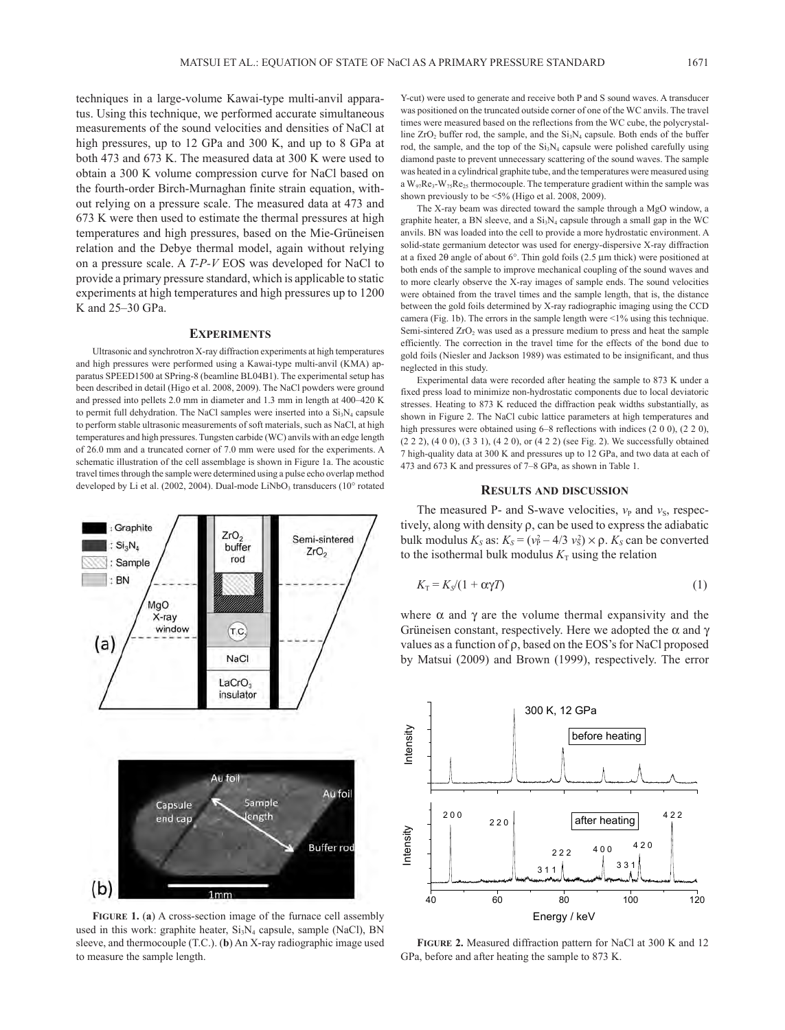techniques in a large-volume Kawai-type multi-anvil apparatus. Using this technique, we performed accurate simultaneous measurements of the sound velocities and densities of NaCl at high pressures, up to 12 GPa and 300 K, and up to 8 GPa at both 473 and 673 K. The measured data at 300 K were used to obtain a 300 K volume compression curve for NaCl based on the fourth-order Birch-Murnaghan finite strain equation, without relying on a pressure scale. The measured data at 473 and 673 K were then used to estimate the thermal pressures at high temperatures and high pressures, based on the Mie-Grüneisen relation and the Debye thermal model, again without relying on a pressure scale. A *T-P-V* EOS was developed for NaCl to provide a primary pressure standard, which is applicable to static experiments at high temperatures and high pressures up to 1200 K and 25–30 GPa.

## Experiments

Ultrasonic and synchrotron X-ray diffraction experiments at high temperatures and high pressures were performed using a Kawai-type multi-anvil (KMA) apparatus SPEED1500 at SPring-8 (beamline BL04B1). The experimental setup has been described in detail (Higo et al. 2008, 2009). The NaCl powders were ground and pressed into pellets 2.0 mm in diameter and 1.3 mm in length at 400–420 K to permit full dehydration. The NaCl samples were inserted into a $Si_3N_4$ capsule to perform stable ultrasonic measurements of soft materials, such as NaCl, at high temperatures and high pressures. Tungsten carbide (WC) anvils with an edge length of 26.0 mm and a truncated corner of 7.0 mm were used for the experiments. A schematic illustration of the cell assemblage is shown in Figure 1a. The acoustic travel times through the sample were determined using a pulse echo overlap method developed by Li et al. (2002, 2004). Dual-mode $LiNbO_3$ transducers (10° rotated Y-cut) were used to generate and receive both P and S sound waves. A transducer was positioned on the truncated outside corner of one of the WC anvils. The travel times were measured based on the reflections from the WC cube, the polycrystalline $ZrO_2$ buffer rod, the sample, and the $Si_3N_4$ capsule. Both ends of the buffer rod, the sample, and the top of the $Si_3N_4$ capsule were polished carefully using diamond paste to prevent unnecessary scattering of the sound waves. The sample was heated in a cylindrical graphite tube, and the temperatures were measured using a $W_{97}Re_3$-$W_{75}Re_{25}$ thermocouple. The temperature gradient within the sample was shown previously to be <5% (Higo et al. 2008, 2009).

The X-ray beam was directed toward the sample through a MgO window, a graphite heater, a BN sleeve, and a $Si_3N_4$ capsule through a small gap in the WC anvils. BN was loaded into the cell to provide a more hydrostatic environment. A solid-state germanium detector was used for energy-dispersive X-ray diffraction at a fixed 2θ angle of about 6°. Thin gold foils (2.5 μm thick) were positioned at both ends of the sample to improve mechanical coupling of the sound waves and to more clearly observe the X-ray images of sample ends. The sound velocities were obtained from the travel times and the sample length, that is, the distance between the gold foils determined by X-ray radiographic imaging using the CCD camera (Fig. 1b). The errors in the sample length were <1% using this technique. Semi-sintered $ZrO_2$ was used as a pressure medium to press and heat the sample efficiently. The correction in the travel time for the effects of the bond due to gold foils (Niesler and Jackson 1989) was estimated to be insignificant, and thus neglected in this study.

Experimental data were recorded after heating the sample to 873 K under a fixed press load to minimize non-hydrostatic components due to local deviatoric stresses. Heating to 873 K reduced the diffraction peak widths substantially, as shown in Figure 2. The NaCl cubic lattice parameters at high temperatures and high pressures were obtained using 6–8 reflections with indices (2 0 0), (2 2 0), (2 2 2), (4 0 0), (3 3 1), (4 2 0), or (4 2 2) (see Fig. 2). We successfully obtained 7 high-quality data at 300 K and pressures up to 12 GPa, and two data at each of 473 and 673 K and pressures of 7–8 GPa, as shown in Table 1.

**Figure 1.** (**a**) A cross-section image of the furnace cell assembly used in this work: graphite heater, $Si_3N_4$ capsule, sample (NaCl), BN sleeve, and thermocouple (T.C.). (**b**) An X-ray radiographic image used to measure the sample length.

## Results and discussion

The measured P- and S-wave velocities, $v_P$ and $v_S$, respectively, along with density ρ, can be used to express the adiabatic bulk modulus $K_S$ as: $K_S = (v_P^2 - 4/3\ v_S^2) \times \rho$. $K_S$ can be converted to the isothermal bulk modulus $K_T$ using the relation

$$K_T = K_S/(1 + \alpha\gamma T) \tag{1}$$

where α and γ are the volume thermal expansivity and the Grüneisen constant, respectively. Here we adopted the α and γ values as a function of ρ, based on the EOS's for NaCl proposed by Matsui (2009) and Brown (1999), respectively. The error

**Figure 2.** Measured diffraction pattern for NaCl at 300 K and 12 GPa, before and after heating the sample to 873 K.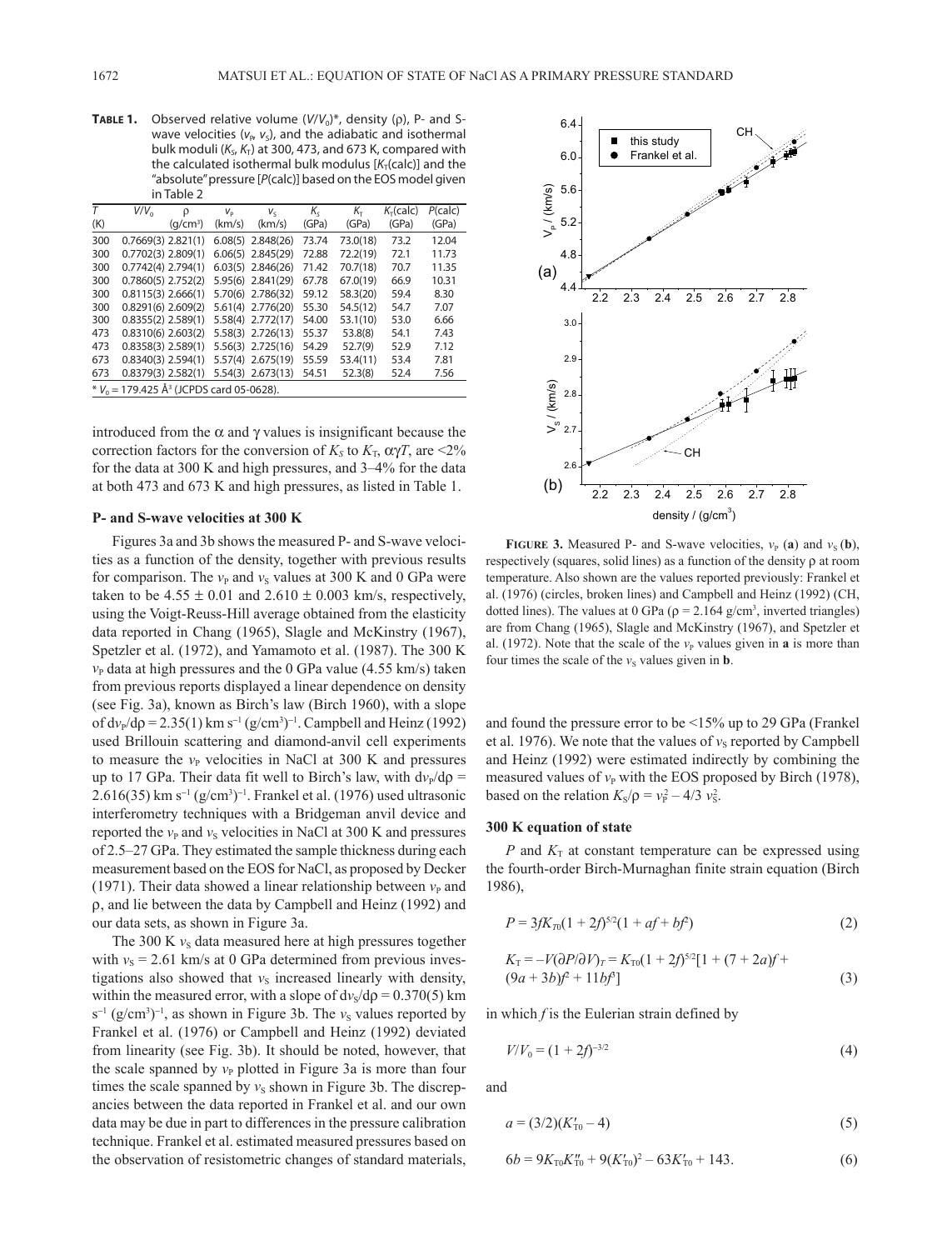**TABLE 1.** Observed relative volume ($V/V_0$)*, density (ρ), P- and S-wave velocities ($v_P$, $v_S$), and the adiabatic and isothermal bulk moduli ($K_S$, $K_T$) at 300, 473, and 673 K, compared with the calculated isothermal bulk modulus [$K_T$(calc)] and the "absolute" pressure [$P$(calc)] based on the EOS model given in Table 2

| $T$ (K) | $V/V_0$ | ρ (g/cm³) | $v_P$ (km/s) | $v_S$ (km/s) | $K_S$ (GPa) | $K_T$ (GPa) | $K_T$(calc) (GPa) | $P$(calc) (GPa) |
|---|---|---|---|---|---|---|---|---|
| 300 | 0.7669(3) | 2.821(1) | 6.08(5) | 2.848(26) | 73.74 | 73.0(18) | 73.2 | 12.04 |
| 300 | 0.7702(3) | 2.809(1) | 6.06(5) | 2.845(29) | 72.88 | 72.2(19) | 72.1 | 11.73 |
| 300 | 0.7742(4) | 2.794(1) | 6.03(5) | 2.846(26) | 71.42 | 70.7(18) | 70.7 | 11.35 |
| 300 | 0.7860(5) | 2.752(2) | 5.95(6) | 2.841(29) | 67.78 | 67.0(19) | 66.9 | 10.31 |
| 300 | 0.8115(3) | 2.666(1) | 5.70(6) | 2.786(32) | 59.12 | 58.3(20) | 59.4 | 8.30 |
| 300 | 0.8291(6) | 2.609(2) | 5.61(4) | 2.776(20) | 55.30 | 54.5(12) | 54.7 | 7.07 |
| 300 | 0.8355(2) | 2.589(1) | 5.58(4) | 2.772(17) | 54.00 | 53.1(10) | 53.0 | 6.66 |
| 473 | 0.8310(6) | 2.603(2) | 5.58(3) | 2.726(13) | 55.37 | 53.8(8) | 54.1 | 7.43 |
| 473 | 0.8358(3) | 2.589(1) | 5.56(3) | 2.725(16) | 54.29 | 52.7(9) | 52.9 | 7.12 |
| 673 | 0.8340(3) | 2.594(1) | 5.57(4) | 2.675(19) | 55.59 | 53.4(11) | 53.4 | 7.81 |
| 673 | 0.8379(3) | 2.582(1) | 5.54(3) | 2.673(13) | 54.51 | 52.3(8) | 52.4 | 7.56 |

* $V_0$ = 179.425 Å³ (JCPDS card 05-0628).

introduced from the α and γ values is insignificant because the correction factors for the conversion of $K_S$ to $K_T$, $\alpha\gamma T$, are <2% for the data at 300 K and high pressures, and 3–4% for the data at both 473 and 673 K and high pressures, as listed in Table 1.

### P- and S-wave velocities at 300 K

Figures 3a and 3b shows the measured P- and S-wave velocities as a function of the density, together with previous results for comparison. The $v_P$ and $v_S$ values at 300 K and 0 GPa were taken to be 4.55 ± 0.01 and 2.610 ± 0.003 km/s, respectively, using the Voigt-Reuss-Hill average obtained from the elasticity data reported in Chang (1965), Slagle and McKinstry (1967), Spetzler et al. (1972), and Yamamoto et al. (1987). The 300 K $v_P$ data at high pressures and the 0 GPa value (4.55 km/s) taken from previous reports displayed a linear dependence on density (see Fig. 3a), known as Birch's law (Birch 1960), with a slope of $dv_P/d\rho$ = 2.35(1) km s$^{-1}$ (g/cm³)$^{-1}$. Campbell and Heinz (1992) used Brillouin scattering and diamond-anvil cell experiments to measure the $v_P$ velocities in NaCl at 300 K and pressures up to 17 GPa. Their data fit well to Birch's law, with $dv_P/d\rho$ = 2.616(35) km s$^{-1}$ (g/cm³)$^{-1}$. Frankel et al. (1976) used ultrasonic interferometry techniques with a Bridgeman anvil device and reported the $v_P$ and $v_S$ velocities in NaCl at 300 K and pressures of 2.5–27 GPa. They estimated the sample thickness during each measurement based on the EOS for NaCl, as proposed by Decker (1971). Their data showed a linear relationship between $v_P$ and ρ, and lie between the data by Campbell and Heinz (1992) and our data sets, as shown in Figure 3a.

The 300 K $v_S$ data measured here at high pressures together with $v_S$ = 2.61 km/s at 0 GPa determined from previous investigations also showed that $v_S$ increased linearly with density, within the measured error, with a slope of $dv_S/d\rho$ = 0.370(5) km s$^{-1}$ (g/cm³)$^{-1}$, as shown in Figure 3b. The $v_S$ values reported by Frankel et al. (1976) or Campbell and Heinz (1992) deviated from linearity (see Fig. 3b). It should be noted, however, that the scale spanned by $v_P$ plotted in Figure 3a is more than four times the scale spanned by $v_S$ shown in Figure 3b. The discrepancies between the data reported in Frankel et al. and our own data may be due in part to differences in the pressure calibration technique. Frankel et al. estimated measured pressures based on the observation of resistometric changes of standard materials, and found the pressure error to be <15% up to 29 GPa (Frankel et al. 1976). We note that the values of $v_S$ reported by Campbell and Heinz (1992) were estimated indirectly by combining the measured values of $v_P$ with the EOS proposed by Birch (1978), based on the relation $K_S/\rho = v_P^2 - 4/3\, v_S^2$.

**FIGURE 3.** Measured P- and S-wave velocities, $v_P$ (**a**) and $v_S$ (**b**), respectively (squares, solid lines) as a function of the density ρ at room temperature. Also shown are the values reported previously: Frankel et al. (1976) (circles, broken lines) and Campbell and Heinz (1992) (CH, dotted lines). The values at 0 GPa (ρ = 2.164 g/cm³, inverted triangles) are from Chang (1965), Slagle and McKinstry (1967), and Spetzler et al. (1972). Note that the scale of the $v_P$ values given in **a** is more than four times the scale of the $v_S$ values given in **b**.

### 300 K equation of state

$P$ and $K_T$ at constant temperature can be expressed using the fourth-order Birch-Murnaghan finite strain equation (Birch 1986),

$$P = 3fK_{T0}(1 + 2f)^{5/2}(1 + af + bf^2) \quad (2)$$

$$K_T = -V(\partial P/\partial V)_T = K_{T0}(1 + 2f)^{5/2}[1 + (7 + 2a)f + (9a + 3b)f^2 + 11bf^3] \quad (3)$$

in which $f$ is the Eulerian strain defined by

$$V/V_0 = (1 + 2f)^{-3/2} \quad (4)$$

and

$$a = (3/2)(K'_{T0} - 4) \quad (5)$$

$$6b = 9K_{T0}K''_{T0} + 9(K'_{T0})^2 - 63K'_{T0} + 143. \quad (6)$$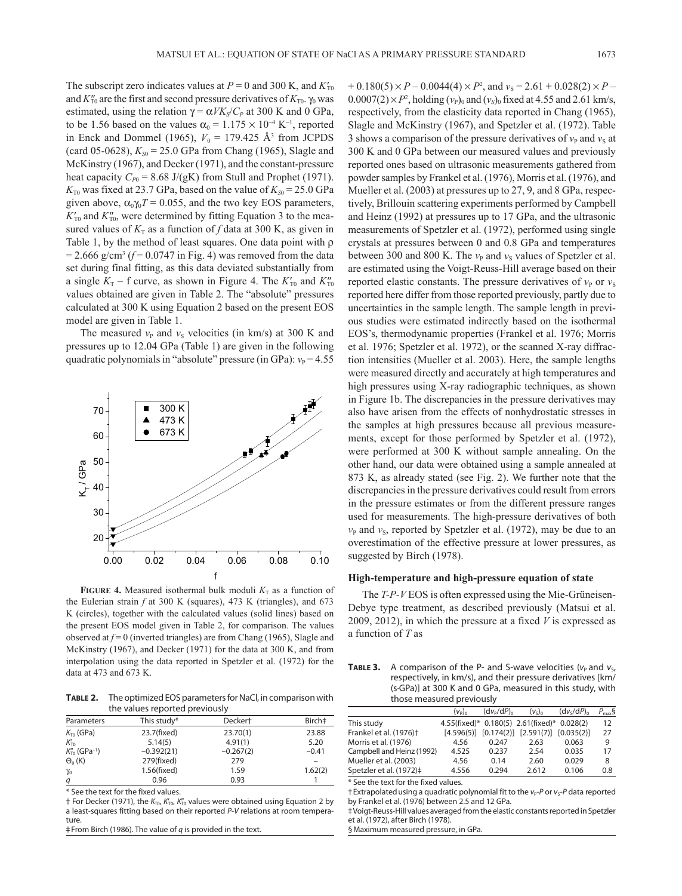The subscript zero indicates values at $P = 0$ and 300 K, and $K'_{T0}$ and $K''_{T0}$ are the first and second pressure derivatives of $K_{T0}$. $\gamma_0$ was estimated, using the relation $\gamma = \alpha V K_S / C_P$ at 300 K and 0 GPa, to be 1.56 based on the values $\alpha_0 = 1.175 \times 10^{-4}$ K$^{-1}$, reported in Enck and Dommel (1965), $V_0 = 179.425$ Å$^3$ from JCPDS (card 05-0628), $K_{S0} = 25.0$ GPa from Chang (1965), Slagle and McKinstry (1967), and Decker (1971), and the constant-pressure heat capacity $C_{P0} = 8.68$ J/(gK) from Stull and Prophet (1971). $K_{T0}$ was fixed at 23.7 GPa, based on the value of $K_{S0} = 25.0$ GPa given above, $\alpha_0\gamma_0 T = 0.055$, and the two key EOS parameters, $K'_{T0}$ and $K''_{T0}$, were determined by fitting Equation 3 to the measured values of $K_T$ as a function of $f$ data at 300 K, as given in Table 1, by the method of least squares. One data point with $\rho = 2.666$ g/cm$^3$ ($f = 0.0747$ in Fig. 4) was removed from the data set during final fitting, as this data deviated substantially from a single $K_T - f$ curve, as shown in Figure 4. The $K'_{T0}$ and $K''_{T0}$ values obtained are given in Table 2. The "absolute" pressures calculated at 300 K using Equation 2 based on the present EOS model are given in Table 1.

The measured $v_P$ and $v_S$ velocities (in km/s) at 300 K and pressures up to 12.04 GPa (Table 1) are given in the following quadratic polynomials in "absolute" pressure (in GPa): $v_P = 4.55 + 0.180(5) \times P - 0.0044(4) \times P^2$, and $v_S = 2.61 + 0.028(2) \times P - 0.0007(2) \times P^2$, holding $(v_P)_0$ and $(v_S)_0$ fixed at 4.55 and 2.61 km/s, respectively, from the elasticity data reported in Chang (1965), Slagle and McKinstry (1967), and Spetzler et al. (1972). Table 3 shows a comparison of the pressure derivatives of $v_P$ and $v_S$ at 300 K and 0 GPa between our measured values and previously reported ones based on ultrasonic measurements gathered from powder samples by Frankel et al. (1976), Morris et al. (1976), and Mueller et al. (2003) at pressures up to 27, 9, and 8 GPa, respectively, Brillouin scattering experiments performed by Campbell and Heinz (1992) at pressures up to 17 GPa, and the ultrasonic measurements of Spetzler et al. (1972), performed using single crystals at pressures between 0 and 0.8 GPa and temperatures between 300 and 800 K. The $v_P$ and $v_S$ values of Spetzler et al. are estimated using the Voigt-Reuss-Hill average based on their reported elastic constants. The pressure derivatives of $v_P$ or $v_S$ reported here differ from those reported previously, partly due to uncertainties in the sample length. The sample length in previous studies were estimated indirectly based on the isothermal EOS's, thermodynamic properties (Frankel et al. 1976; Morris et al. 1976; Spetzler et al. 1972), or the scanned X-ray diffraction intensities (Mueller et al. 2003). Here, the sample lengths were measured directly and accurately at high temperatures and high pressures using X-ray radiographic techniques, as shown in Figure 1b. The discrepancies in the pressure derivatives may also have arisen from the effects of nonhydrostatic stresses in the samples at high pressures because all previous measurements, except for those performed by Spetzler et al. (1972), were performed at 300 K without sample annealing. On the other hand, our data were obtained using a sample annealed at 873 K, as already stated (see Fig. 2). We further note that the discrepancies in the pressure derivatives could result from errors in the pressure estimates or from the different pressure ranges used for measurements. The high-pressure derivatives of both $v_P$ and $v_S$, reported by Spetzler et al. (1972), may be due to an overestimation of the effective pressure at lower pressures, as suggested by Birch (1978).

**Figure 4.** Measured isothermal bulk moduli $K_T$ as a function of the Eulerian strain $f$ at 300 K (squares), 473 K (triangles), and 673 K (circles), together with the calculated values (solid lines) based on the present EOS model given in Table 2, for comparison. The values observed at $f = 0$ (inverted triangles) are from Chang (1965), Slagle and McKinstry (1967), and Decker (1971) for the data at 300 K, and from interpolation using the data reported in Spetzler et al. (1972) for the data at 473 and 673 K.

**Table 2.** The optimized EOS parameters for NaCl, in comparison with the values reported previously

| Parameters | This study* | Decker† | Birch‡ |
|---|---|---|---|
| $K_{T0}$ (GPa) | 23.7(fixed) | 23.70(1) | 23.88 |
| $K'_{T0}$ | 5.14(5) | 4.91(1) | 5.20 |
| $K''_{T0}$ (GPa$^{-1}$) | −0.392(21) | −0.267(2) | −0.41 |
| $\Theta_0$ (K) | 279(fixed) | 279 | – |
| $\gamma_0$ | 1.56(fixed) | 1.59 | 1.62(2) |
| $q$ | 0.96 | 0.93 | 1 |

\* See the text for the fixed values.
† For Decker (1971), the $K_{T0}$, $K'_{T0}$, $K''_{T0}$ values were obtained using Equation 2 by a least-squares fitting based on their reported P-V relations at room temperature.
‡ From Birch (1986). The value of $q$ is provided in the text.

### High-temperature and high-pressure equation of state

The $T$-$P$-$V$ EOS is often expressed using the Mie-Grüneisen-Debye type treatment, as described previously (Matsui et al. 2009, 2012), in which the pressure at a fixed $V$ is expressed as a function of $T$ as

**Table 3.** A comparison of the P- and S-wave velocities ($v_P$ and $v_S$, respectively, in km/s), and their pressure derivatives [km/(s·GPa)] at 300 K and 0 GPa, measured in this study, with those measured previously

| | $(v_P)_0$ | $(dv_P/dP)_0$ | $(v_S)_0$ | $(dv_S/dP)_0$ | $P_{max}$§ |
|---|---|---|---|---|---|
| This study | 4.55(fixed)* | 0.180(5) | 2.61(fixed)* | 0.028(2) | 12 |
| Frankel et al. (1976)† | [4.596(5)] | [0.174(2)] | [2.591(7)] | [0.035(2)] | 27 |
| Morris et al. (1976) | 4.56 | 0.247 | 2.63 | 0.063 | 9 |
| Campbell and Heinz (1992) | 4.525 | 0.237 | 2.54 | 0.035 | 17 |
| Mueller et al. (2003) | 4.56 | 0.14 | 2.60 | 0.029 | 8 |
| Spetzler et al. (1972)‡ | 4.556 | 0.294 | 2.612 | 0.106 | 0.8 |

\* See the text for the fixed values.
† Extrapolated using a quadratic polynomial fit to the $v_P$-$P$ or $v_S$-$P$ data reported by Frankel et al. (1976) between 2.5 and 12 GPa.
‡ Voigt-Reuss-Hill values averaged from the elastic constants reported in Spetzler et al. (1972), after Birch (1978).
§ Maximum measured pressure, in GPa.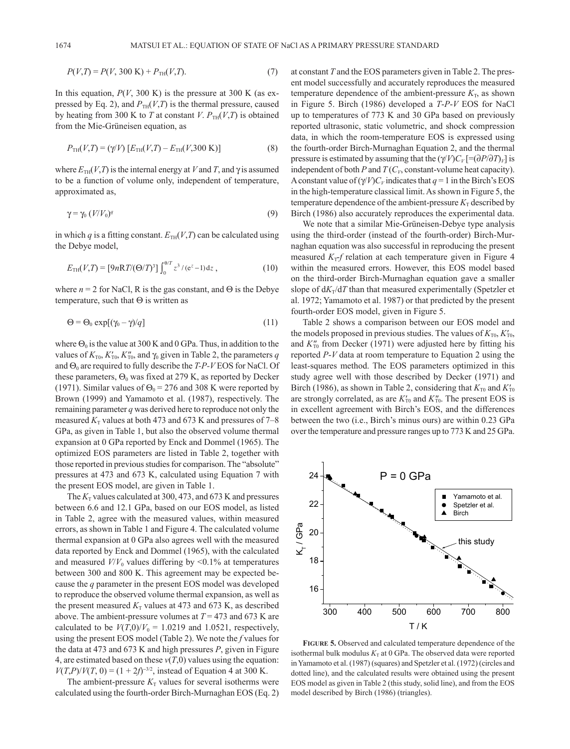$$P(V,T) = P(V, 300\ \text{K}) + P_{\text{TH}}(V,T). \tag{7}$$

In this equation, $P(V, 300\ \text{K})$ is the pressure at 300 K (as expressed by Eq. 2), and $P_{\text{TH}}(V,T)$ is the thermal pressure, caused by heating from 300 K to $T$ at constant $V$. $P_{\text{TH}}(V,T)$ is obtained from the Mie-Grüneisen equation, as

$$P_{\text{TH}}(V,T) = (\gamma/V)\ [E_{\text{TH}}(V,T) - E_{\text{TH}}(V,300\ \text{K})] \tag{8}$$

where $E_{\text{TH}}(V,T)$ is the internal energy at $V$ and $T$, and $\gamma$ is assumed to be a function of volume only, independent of temperature, approximated as,

$$\gamma = \gamma_0\ (V/V_0)^q \tag{9}$$

in which $q$ is a fitting constant. $E_{\text{TH}}(V,T)$ can be calculated using the Debye model,

$$E_{\text{TH}}(V,T) = [9n\text{R}T/(\Theta/T)^3] \int_0^{\theta/T} z^3/(e^z - 1)\,\text{d}z\,, \tag{10}$$

where $n = 2$ for NaCl, R is the gas constant, and $\Theta$ is the Debye temperature, such that $\Theta$ is written as

$$\Theta = \Theta_0 \exp[(\gamma_0 - \gamma)/q] \tag{11}$$

where $\Theta_0$ is the value at 300 K and 0 GPa. Thus, in addition to the values of $K_{\text{T0}}$, $K'_{\text{T0}}$, $K''_{\text{T0}}$, and $\gamma_0$ given in Table 2, the parameters $q$ and $\Theta_0$ are required to fully describe the $T$-$P$-$V$ EOS for NaCl. Of these parameters, $\Theta_0$ was fixed at 279 K, as reported by Decker (1971). Similar values of $\Theta_0 = 276$ and 308 K were reported by Brown (1999) and Yamamoto et al. (1987), respectively. The remaining parameter $q$ was derived here to reproduce not only the measured $K_{\text{T}}$ values at both 473 and 673 K and pressures of 7–8 GPa, as given in Table 1, but also the observed volume thermal expansion at 0 GPa reported by Enck and Dommel (1965). The optimized EOS parameters are listed in Table 2, together with those reported in previous studies for comparison. The "absolute" pressures at 473 and 673 K, calculated using Equation 7 with the present EOS model, are given in Table 1.

The $K_{\text{T}}$ values calculated at 300, 473, and 673 K and pressures between 6.6 and 12.1 GPa, based on our EOS model, as listed in Table 2, agree with the measured values, within measured errors, as shown in Table 1 and Figure 4. The calculated volume thermal expansion at 0 GPa also agrees well with the measured data reported by Enck and Dommel (1965), with the calculated and measured $V/V_0$ values differing by <0.1% at temperatures between 300 and 800 K. This agreement may be expected because the $q$ parameter in the present EOS model was developed to reproduce the observed volume thermal expansion, as well as the present measured $K_{\text{T}}$ values at 473 and 673 K, as described above. The ambient-pressure volumes at $T = 473$ and 673 K are calculated to be $V(T,0)/V_0 = 1.0219$ and 1.0521, respectively, using the present EOS model (Table 2). We note the $f$ values for the data at 473 and 673 K and high pressures $P$, given in Figure 4, are estimated based on these $v(T,0)$ values using the equation: $V(T,P)/V(T,0) = (1 + 2f)^{-3/2}$, instead of Equation 4 at 300 K.

The ambient-pressure $K_{\text{T}}$ values for several isotherms were calculated using the fourth-order Birch-Murnaghan EOS (Eq. 2) at constant $T$ and the EOS parameters given in Table 2. The present model successfully and accurately reproduces the measured temperature dependence of the ambient-pressure $K_{\text{T}}$, as shown in Figure 5. Birch (1986) developed a $T$-$P$-$V$ EOS for NaCl up to temperatures of 773 K and 30 GPa based on previously reported ultrasonic, static volumetric, and shock compression data, in which the room-temperature EOS is expressed using the fourth-order Birch-Murnaghan Equation 2, and the thermal pressure is estimated by assuming that the $(\gamma/V)C_V$ $[=(\partial P/\partial T)_V]$ is independent of both $P$ and $T$ ($C_V$, constant-volume heat capacity). A constant value of $(\gamma/V)C_V$ indicates that $q = 1$ in the Birch's EOS in the high-temperature classical limit. As shown in Figure 5, the temperature dependence of the ambient-pressure $K_{\text{T}}$ described by Birch (1986) also accurately reproduces the experimental data.

We note that a similar Mie-Grüneisen-Debye type analysis using the third-order (instead of the fourth-order) Birch-Murnaghan equation was also successful in reproducing the present measured $K_{\text{T}}$-$f$ relation at each temperature given in Figure 4 within the measured errors. However, this EOS model based on the third-order Birch-Murnaghan equation gave a smaller slope of $\text{d}K_{\text{T}}/\text{d}T$ than that measured experimentally (Spetzler et al. 1972; Yamamoto et al. 1987) or that predicted by the present fourth-order EOS model, given in Figure 5.

Table 2 shows a comparison between our EOS model and the models proposed in previous studies. The values of $K_{\text{T0}}$, $K'_{\text{T0}}$, and $K''_{\text{T0}}$ from Decker (1971) were adjusted here by fitting his reported $P$-$V$ data at room temperature to Equation 2 using the least-squares method. The EOS parameters optimized in this study agree well with those described by Decker (1971) and Birch (1986), as shown in Table 2, considering that $K_{\text{T0}}$ and $K'_{\text{T0}}$ are strongly correlated, as are $K'_{\text{T0}}$ and $K''_{\text{T0}}$. The present EOS is in excellent agreement with Birch's EOS, and the differences between the two (i.e., Birch's minus ours) are within 0.23 GPa over the temperature and pressure ranges up to 773 K and 25 GPa.

**FIGURE 5.** Observed and calculated temperature dependence of the isothermal bulk modulus $K_{\text{T}}$ at 0 GPa. The observed data were reported in Yamamoto et al. (1987) (squares) and Spetzler et al. (1972) (circles and dotted line), and the calculated results were obtained using the present EOS model as given in Table 2 (this study, solid line), and from the EOS model described by Birch (1986) (triangles).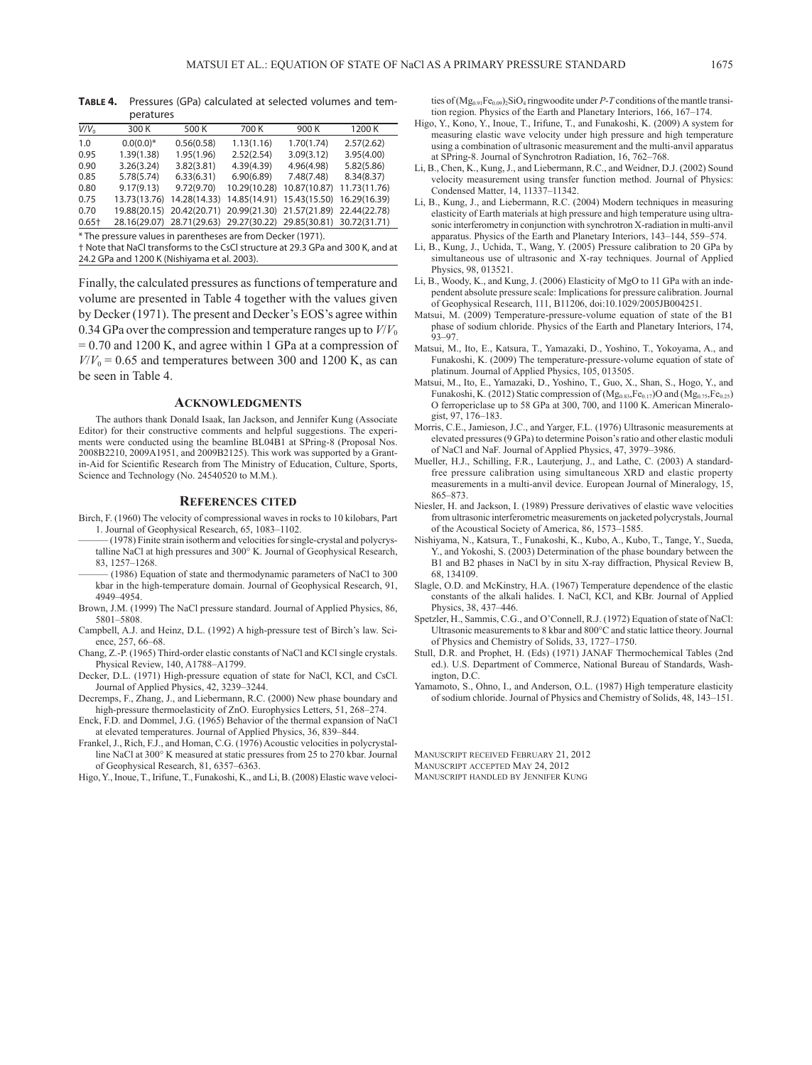**TABLE 4.** Pressures (GPa) calculated at selected volumes and temperatures

| $V/V_0$ | 300 K | 500 K | 700 K | 900 K | 1200 K |
|---|---|---|---|---|---|
| 1.0 | 0.0(0.0)* | 0.56(0.58) | 1.13(1.16) | 1.70(1.74) | 2.57(2.62) |
| 0.95 | 1.39(1.38) | 1.95(1.96) | 2.52(2.54) | 3.09(3.12) | 3.95(4.00) |
| 0.90 | 3.26(3.24) | 3.82(3.81) | 4.39(4.39) | 4.96(4.98) | 5.82(5.86) |
| 0.85 | 5.78(5.74) | 6.33(6.31) | 6.90(6.89) | 7.48(7.48) | 8.34(8.37) |
| 0.80 | 9.17(9.13) | 9.72(9.70) | 10.29(10.28) | 10.87(10.87) | 11.73(11.76) |
| 0.75 | 13.73(13.76) | 14.28(14.33) | 14.85(14.91) | 15.43(15.50) | 16.29(16.39) |
| 0.70 | 19.88(20.15) | 20.42(20.71) | 20.99(21.30) | 21.57(21.89) | 22.44(22.78) |
| 0.65† | 28.16(29.07) | 28.71(29.63) | 29.27(30.22) | 29.85(30.81) | 30.72(31.71) |

\* The pressure values in parentheses are from Decker (1971).

† Note that NaCl transforms to the CsCl structure at 29.3 GPa and 300 K, and at 24.2 GPa and 1200 K (Nishiyama et al. 2003).

Finally, the calculated pressures as functions of temperature and volume are presented in Table 4 together with the values given by Decker (1971). The present and Decker's EOS's agree within 0.34 GPa over the compression and temperature ranges up to $V/V_0 = 0.70$ and 1200 K, and agree within 1 GPa at a compression of $V/V_0 = 0.65$ and temperatures between 300 and 1200 K, as can be seen in Table 4.

## ACKNOWLEDGMENTS

The authors thank Donald Isaak, Ian Jackson, and Jennifer Kung (Associate Editor) for their constructive comments and helpful suggestions. The experiments were conducted using the beamline BL04B1 at SPring-8 (Proposal Nos. 2008B2210, 2009A1951, and 2009B2125). This work was supported by a Grant-in-Aid for Scientific Research from The Ministry of Education, Culture, Sports, Science and Technology (No. 24540520 to M.M.).

## REFERENCES CITED

Birch, F. (1960) The velocity of compressional waves in rocks to 10 kilobars, Part 1. Journal of Geophysical Research, 65, 1083–1102.

——— (1978) Finite strain isotherm and velocities for single-crystal and polycrystalline NaCl at high pressures and 300° K. Journal of Geophysical Research, 83, 1257–1268.

——— (1986) Equation of state and thermodynamic parameters of NaCl to 300 kbar in the high-temperature domain. Journal of Geophysical Research, 91, 4949–4954.

Brown, J.M. (1999) The NaCl pressure standard. Journal of Applied Physics, 86, 5801–5808.

Campbell, A.J. and Heinz, D.L. (1992) A high-pressure test of Birch's law. Science, 257, 66–68.

Chang, Z.-P. (1965) Third-order elastic constants of NaCl and KCl single crystals. Physical Review, 140, A1788–A1799.

Decker, D.L. (1971) High-pressure equation of state for NaCl, KCl, and CsCl. Journal of Applied Physics, 42, 3239–3244.

Decremps, F., Zhang, J., and Liebermann, R.C. (2000) New phase boundary and high-pressure thermoelasticity of ZnO. Europhysics Letters, 51, 268–274.

Enck, F.D. and Dommel, J.G. (1965) Behavior of the thermal expansion of NaCl at elevated temperatures. Journal of Applied Physics, 36, 839–844.

Frankel, J., Rich, F.J., and Homan, C.G. (1976) Acoustic velocities in polycrystalline NaCl at 300° K measured at static pressures from 25 to 270 kbar. Journal of Geophysical Research, 81, 6357–6363.

Higo, Y., Inoue, T., Irifune, T., Funakoshi, K., and Li, B. (2008) Elastic wave velocities of $(Mg_{0.91}Fe_{0.09})_2SiO_4$ ringwoodite under *P-T* conditions of the mantle transition region. Physics of the Earth and Planetary Interiors, 166, 167–174.

Higo, Y., Kono, Y., Inoue, T., Irifune, T., and Funakoshi, K. (2009) A system for measuring elastic wave velocity under high pressure and high temperature using a combination of ultrasonic measurement and the multi-anvil apparatus at SPring-8. Journal of Synchrotron Radiation, 16, 762–768.

Li, B., Chen, K., Kung, J., and Liebermann, R.C., and Weidner, D.J. (2002) Sound velocity measurement using transfer function method. Journal of Physics: Condensed Matter, 14, 11337–11342.

Li, B., Kung, J., and Liebermann, R.C. (2004) Modern techniques in measuring elasticity of Earth materials at high pressure and high temperature using ultrasonic interferometry in conjunction with synchrotron X-radiation in multi-anvil apparatus. Physics of the Earth and Planetary Interiors, 143–144, 559–574.

Li, B., Kung, J., Uchida, T., Wang, Y. (2005) Pressure calibration to 20 GPa by simultaneous use of ultrasonic and X-ray techniques. Journal of Applied Physics, 98, 013521.

Li, B., Woody, K., and Kung, J. (2006) Elasticity of MgO to 11 GPa with an independent absolute pressure scale: Implications for pressure calibration. Journal of Geophysical Research, 111, B11206, doi:10.1029/2005JB004251.

Matsui, M. (2009) Temperature-pressure-volume equation of state of the B1 phase of sodium chloride. Physics of the Earth and Planetary Interiors, 174, 93–97.

Matsui, M., Ito, E., Katsura, T., Yamazaki, D., Yoshino, T., Yokoyama, A., and Funakoshi, K. (2009) The temperature-pressure-volume equation of state of platinum. Journal of Applied Physics, 105, 013505.

Matsui, M., Ito, E., Yamazaki, D., Yoshino, T., Guo, X., Shan, S., Hogo, Y., and Funakoshi, K. (2012) Static compression of $(Mg_{0.83},Fe_{0.17})O$ and $(Mg_{0.75},Fe_{0.25})O$ ferropericlase up to 58 GPa at 300, 700, and 1100 K. American Mineralogist, 97, 176–183.

Morris, C.E., Jamieson, J.C., and Yarger, F.L. (1976) Ultrasonic measurements at elevated pressures (9 GPa) to determine Poison's ratio and other elastic moduli of NaCl and NaF. Journal of Applied Physics, 47, 3979–3986.

Mueller, H.J., Schilling, F.R., Lauterjung, J., and Lathe, C. (2003) A standard-free pressure calibration using simultaneous XRD and elastic property measurements in a multi-anvil device. European Journal of Mineralogy, 15, 865–873.

Niesler, H. and Jackson, I. (1989) Pressure derivatives of elastic wave velocities from ultrasonic interferometric measurements on jacketed polycrystals, Journal of the Acoustical Society of America, 86, 1573–1585.

Nishiyama, N., Katsura, T., Funakoshi, K., Kubo, A., Kubo, T., Tange, Y., Sueda, Y., and Yokoshi, S. (2003) Determination of the phase boundary between the B1 and B2 phases in NaCl by in situ X-ray diffraction, Physical Review B, 68, 134109.

Slagle, O.D. and McKinstry, H.A. (1967) Temperature dependence of the elastic constants of the alkali halides. I. NaCl, KCl, and KBr. Journal of Applied Physics, 38, 437–446.

Spetzler, H., Sammis, C.G., and O'Connell, R.J. (1972) Equation of state of NaCl: Ultrasonic measurements to 8 kbar and 800°C and static lattice theory. Journal of Physics and Chemistry of Solids, 33, 1727–1750.

Stull, D.R. and Prophet, H. (Eds) (1971) JANAF Thermochemical Tables (2nd ed.). U.S. Department of Commerce, National Bureau of Standards, Washington, D.C.

Yamamoto, S., Ohno, I., and Anderson, O.L. (1987) High temperature elasticity of sodium chloride. Journal of Physics and Chemistry of Solids, 48, 143–151.

MANUSCRIPT RECEIVED FEBRUARY 21, 2012
MANUSCRIPT ACCEPTED MAY 24, 2012
MANUSCRIPT HANDLED BY JENNIFER KUNG